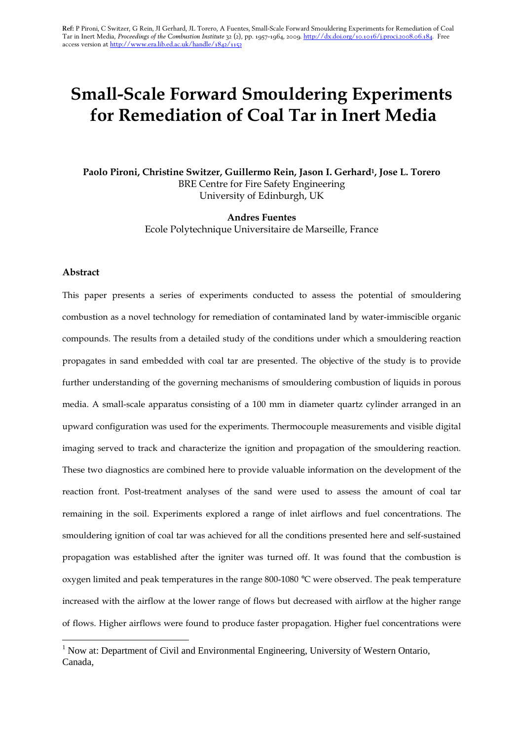**Ref:** P Pironi, C Switzer, G Rein, JI Gerhard, JL Torero, A Fuentes, Small-Scale Forward Smouldering Experiments for Remediation of Coal Tar in Inert Media, *Proceedings of the Combustion Institute* 32 (2), pp. 1957-1964, 2009. http://dx.doi.org/10.1016/j.proci.2008.06.184. Free access version at http://www.era.lib.ed.ac.uk/handle/1842/1152

# Small-Scale Forward Smouldering Experiments for Remediation of Coal Tar in Inert Media

**Paolo Pironi, Christine Switzer, Guillermo Rein, Jason I. Gerhard[1], Jose L. Torero**
BRE Centre for Fire Safety Engineering
University of Edinburgh, UK

**Andres Fuentes**
Ecole Polytechnique Universitaire de Marseille, France

### Abstract

This paper presents a series of experiments conducted to assess the potential of smouldering combustion as a novel technology for remediation of contaminated land by water-immiscible organic compounds. The results from a detailed study of the conditions under which a smouldering reaction propagates in sand embedded with coal tar are presented. The objective of the study is to provide further understanding of the governing mechanisms of smouldering combustion of liquids in porous media. A small-scale apparatus consisting of a 100 mm in diameter quartz cylinder arranged in an upward configuration was used for the experiments. Thermocouple measurements and visible digital imaging served to track and characterize the ignition and propagation of the smouldering reaction. These two diagnostics are combined here to provide valuable information on the development of the reaction front. Post-treatment analyses of the sand were used to assess the amount of coal tar remaining in the soil. Experiments explored a range of inlet airflows and fuel concentrations. The smouldering ignition of coal tar was achieved for all the conditions presented here and self-sustained propagation was established after the igniter was turned off. It was found that the combustion is oxygen limited and peak temperatures in the range 800-1080 °C were observed. The peak temperature increased with the airflow at the lower range of flows but decreased with airflow at the higher range of flows. Higher airflows were found to produce faster propagation. Higher fuel concentrations were

---

[1] Now at: Department of Civil and Environmental Engineering, University of Western Ontario, Canada,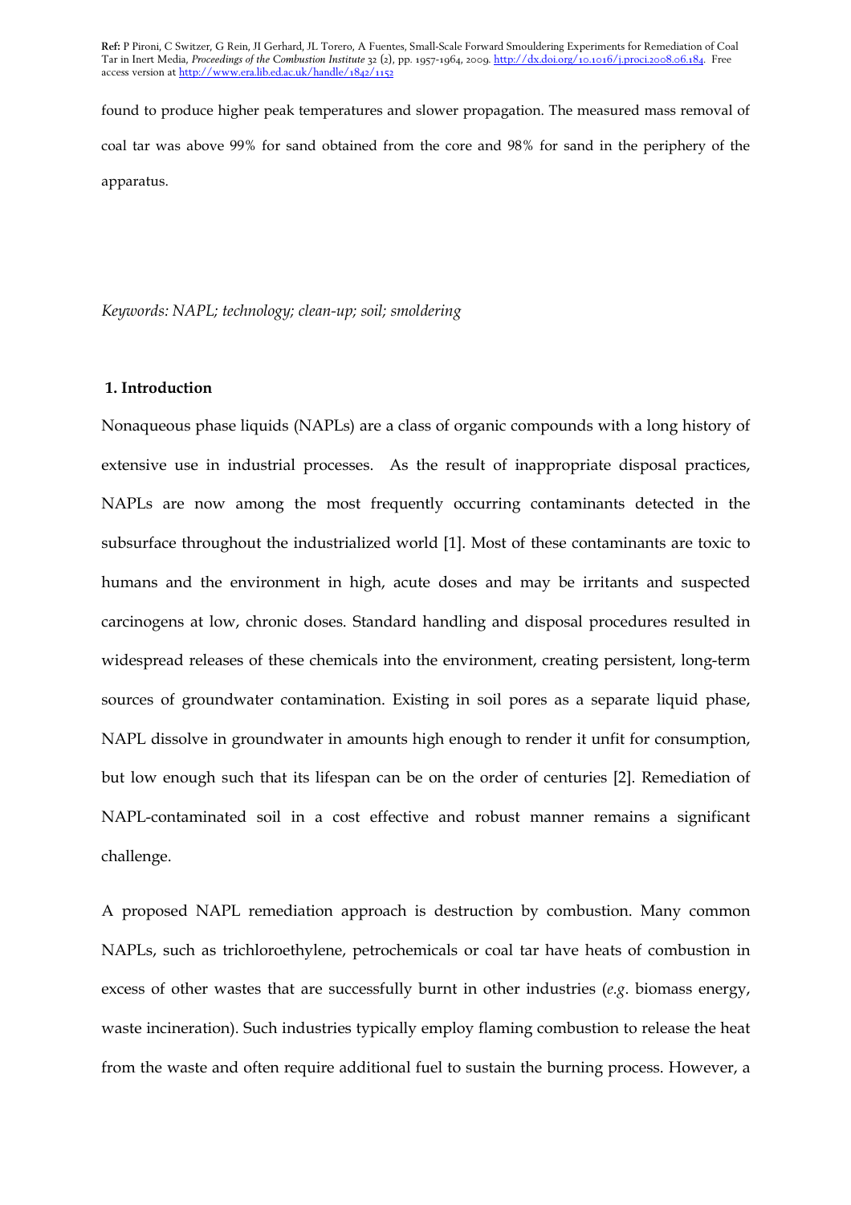found to produce higher peak temperatures and slower propagation. The measured mass removal of coal tar was above 99% for sand obtained from the core and 98% for sand in the periphery of the apparatus.

*Keywords: NAPL; technology; clean-up; soil; smoldering*

## 1. Introduction

Nonaqueous phase liquids (NAPLs) are a class of organic compounds with a long history of extensive use in industrial processes. As the result of inappropriate disposal practices, NAPLs are now among the most frequently occurring contaminants detected in the subsurface throughout the industrialized world [1]. Most of these contaminants are toxic to humans and the environment in high, acute doses and may be irritants and suspected carcinogens at low, chronic doses. Standard handling and disposal procedures resulted in widespread releases of these chemicals into the environment, creating persistent, long-term sources of groundwater contamination. Existing in soil pores as a separate liquid phase, NAPL dissolve in groundwater in amounts high enough to render it unfit for consumption, but low enough such that its lifespan can be on the order of centuries [2]. Remediation of NAPL-contaminated soil in a cost effective and robust manner remains a significant challenge.

A proposed NAPL remediation approach is destruction by combustion. Many common NAPLs, such as trichloroethylene, petrochemicals or coal tar have heats of combustion in excess of other wastes that are successfully burnt in other industries (*e.g.* biomass energy, waste incineration). Such industries typically employ flaming combustion to release the heat from the waste and often require additional fuel to sustain the burning process. However, a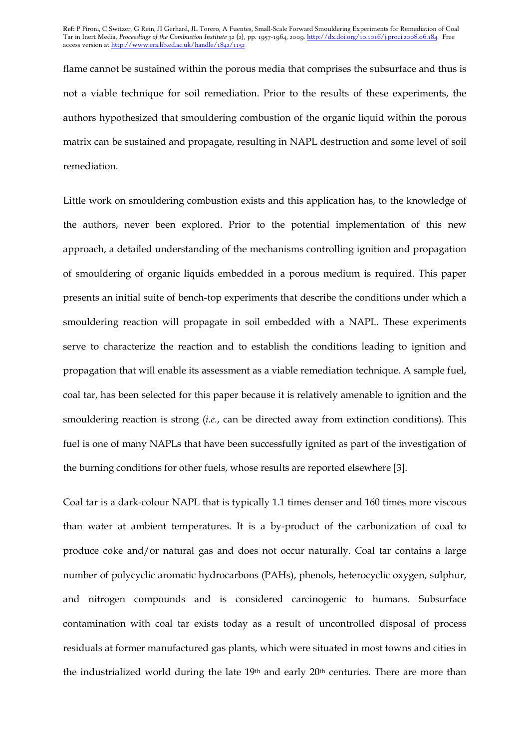flame cannot be sustained within the porous media that comprises the subsurface and thus is not a viable technique for soil remediation. Prior to the results of these experiments, the authors hypothesized that smouldering combustion of the organic liquid within the porous matrix can be sustained and propagate, resulting in NAPL destruction and some level of soil remediation.

Little work on smouldering combustion exists and this application has, to the knowledge of the authors, never been explored. Prior to the potential implementation of this new approach, a detailed understanding of the mechanisms controlling ignition and propagation of smouldering of organic liquids embedded in a porous medium is required. This paper presents an initial suite of bench-top experiments that describe the conditions under which a smouldering reaction will propagate in soil embedded with a NAPL. These experiments serve to characterize the reaction and to establish the conditions leading to ignition and propagation that will enable its assessment as a viable remediation technique. A sample fuel, coal tar, has been selected for this paper because it is relatively amenable to ignition and the smouldering reaction is strong (*i.e.*, can be directed away from extinction conditions). This fuel is one of many NAPLs that have been successfully ignited as part of the investigation of the burning conditions for other fuels, whose results are reported elsewhere [3].

Coal tar is a dark-colour NAPL that is typically 1.1 times denser and 160 times more viscous than water at ambient temperatures. It is a by-product of the carbonization of coal to produce coke and/or natural gas and does not occur naturally. Coal tar contains a large number of polycyclic aromatic hydrocarbons (PAHs), phenols, heterocyclic oxygen, sulphur, and nitrogen compounds and is considered carcinogenic to humans. Subsurface contamination with coal tar exists today as a result of uncontrolled disposal of process residuals at former manufactured gas plants, which were situated in most towns and cities in the industrialized world during the late 19th and early 20th centuries. There are more than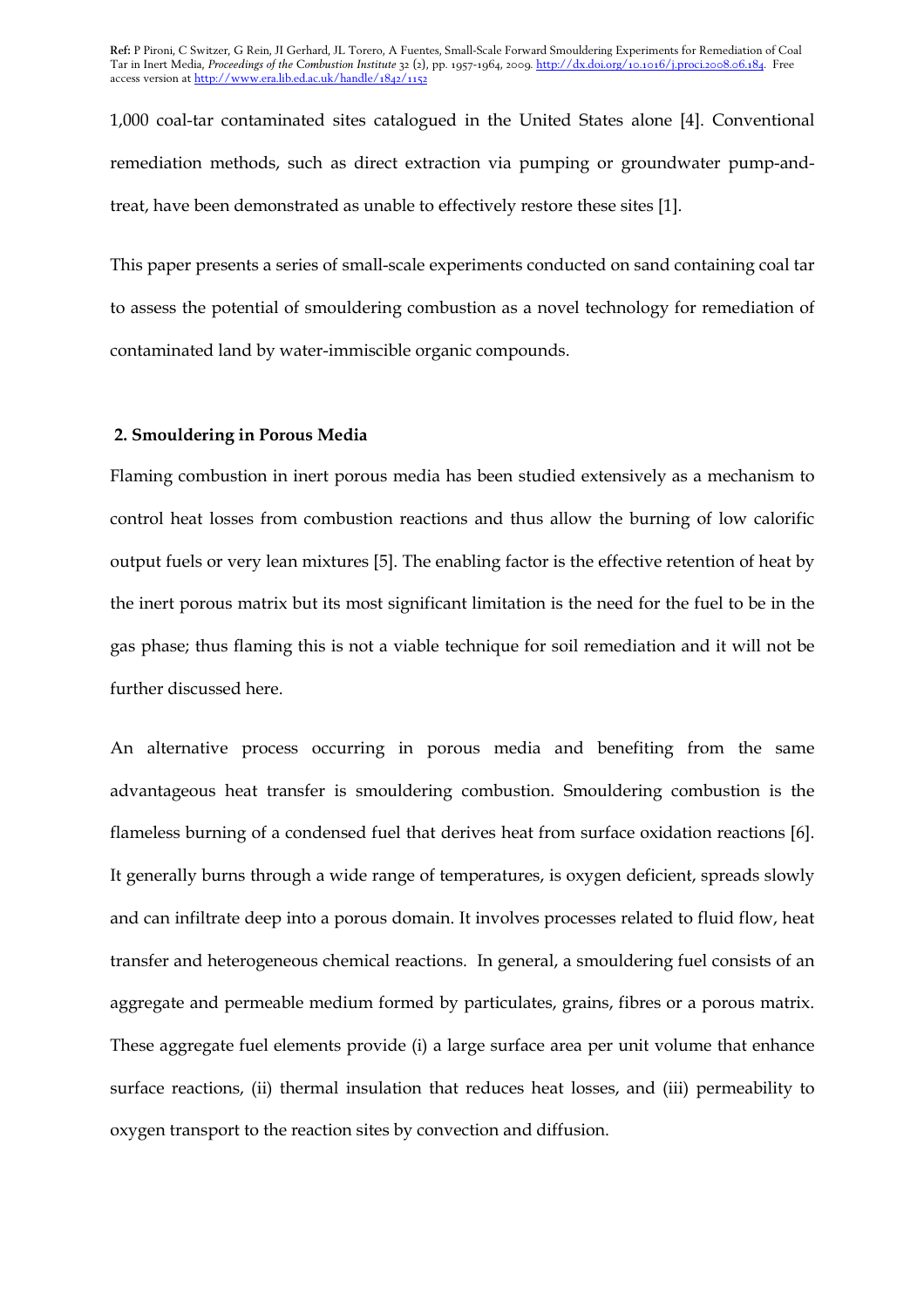1,000 coal-tar contaminated sites catalogued in the United States alone [4]. Conventional remediation methods, such as direct extraction via pumping or groundwater pump-and-treat, have been demonstrated as unable to effectively restore these sites [1].

This paper presents a series of small-scale experiments conducted on sand containing coal tar to assess the potential of smouldering combustion as a novel technology for remediation of contaminated land by water-immiscible organic compounds.

## 2. Smouldering in Porous Media

Flaming combustion in inert porous media has been studied extensively as a mechanism to control heat losses from combustion reactions and thus allow the burning of low calorific output fuels or very lean mixtures [5]. The enabling factor is the effective retention of heat by the inert porous matrix but its most significant limitation is the need for the fuel to be in the gas phase; thus flaming this is not a viable technique for soil remediation and it will not be further discussed here.

An alternative process occurring in porous media and benefiting from the same advantageous heat transfer is smouldering combustion. Smouldering combustion is the flameless burning of a condensed fuel that derives heat from surface oxidation reactions [6]. It generally burns through a wide range of temperatures, is oxygen deficient, spreads slowly and can infiltrate deep into a porous domain. It involves processes related to fluid flow, heat transfer and heterogeneous chemical reactions. In general, a smouldering fuel consists of an aggregate and permeable medium formed by particulates, grains, fibres or a porous matrix. These aggregate fuel elements provide (i) a large surface area per unit volume that enhance surface reactions, (ii) thermal insulation that reduces heat losses, and (iii) permeability to oxygen transport to the reaction sites by convection and diffusion.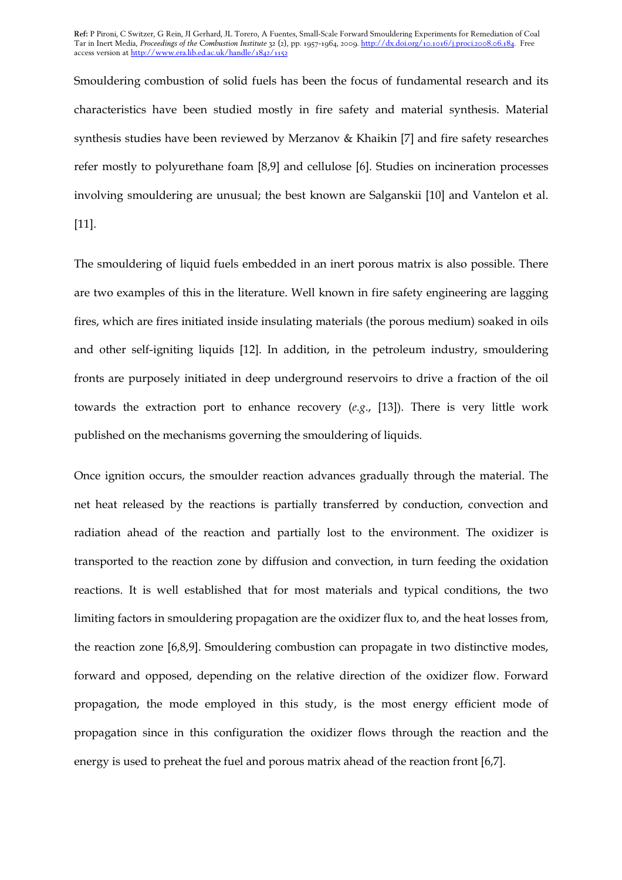Smouldering combustion of solid fuels has been the focus of fundamental research and its characteristics have been studied mostly in fire safety and material synthesis. Material synthesis studies have been reviewed by Merzanov & Khaikin [7] and fire safety researches refer mostly to polyurethane foam [8,9] and cellulose [6]. Studies on incineration processes involving smouldering are unusual; the best known are Salganskii [10] and Vantelon et al. [11].

The smouldering of liquid fuels embedded in an inert porous matrix is also possible. There are two examples of this in the literature. Well known in fire safety engineering are lagging fires, which are fires initiated inside insulating materials (the porous medium) soaked in oils and other self-igniting liquids [12]. In addition, in the petroleum industry, smouldering fronts are purposely initiated in deep underground reservoirs to drive a fraction of the oil towards the extraction port to enhance recovery (*e.g.*, [13]). There is very little work published on the mechanisms governing the smouldering of liquids.

Once ignition occurs, the smoulder reaction advances gradually through the material. The net heat released by the reactions is partially transferred by conduction, convection and radiation ahead of the reaction and partially lost to the environment. The oxidizer is transported to the reaction zone by diffusion and convection, in turn feeding the oxidation reactions. It is well established that for most materials and typical conditions, the two limiting factors in smouldering propagation are the oxidizer flux to, and the heat losses from, the reaction zone [6,8,9]. Smouldering combustion can propagate in two distinctive modes, forward and opposed, depending on the relative direction of the oxidizer flow. Forward propagation, the mode employed in this study, is the most energy efficient mode of propagation since in this configuration the oxidizer flows through the reaction and the energy is used to preheat the fuel and porous matrix ahead of the reaction front [6,7].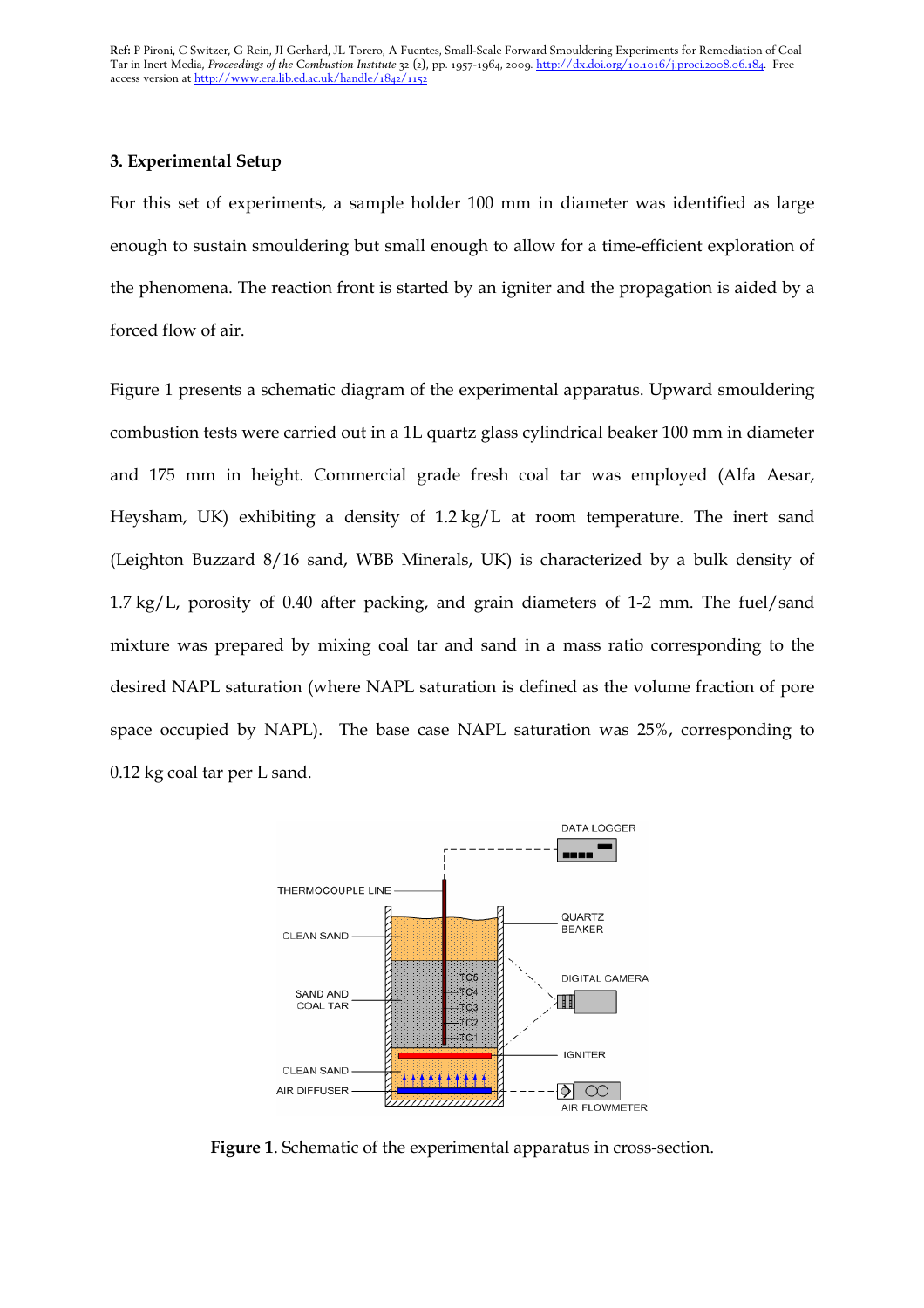### 3. Experimental Setup

For this set of experiments, a sample holder 100 mm in diameter was identified as large enough to sustain smouldering but small enough to allow for a time-efficient exploration of the phenomena. The reaction front is started by an igniter and the propagation is aided by a forced flow of air.

Figure 1 presents a schematic diagram of the experimental apparatus. Upward smouldering combustion tests were carried out in a 1L quartz glass cylindrical beaker 100 mm in diameter and 175 mm in height. Commercial grade fresh coal tar was employed (Alfa Aesar, Heysham, UK) exhibiting a density of 1.2 kg/L at room temperature. The inert sand (Leighton Buzzard 8/16 sand, WBB Minerals, UK) is characterized by a bulk density of 1.7 kg/L, porosity of 0.40 after packing, and grain diameters of 1-2 mm. The fuel/sand mixture was prepared by mixing coal tar and sand in a mass ratio corresponding to the desired NAPL saturation (where NAPL saturation is defined as the volume fraction of pore space occupied by NAPL). The base case NAPL saturation was 25%, corresponding to 0.12 kg coal tar per L sand.

**Figure 1**. Schematic of the experimental apparatus in cross-section.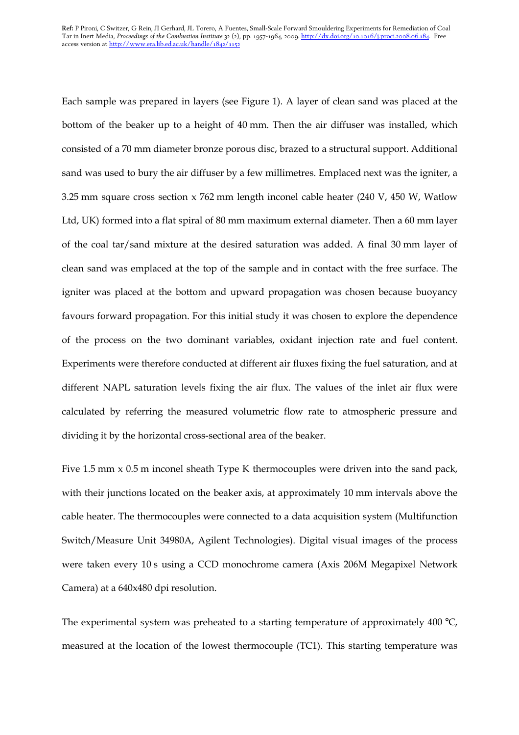Each sample was prepared in layers (see Figure 1). A layer of clean sand was placed at the bottom of the beaker up to a height of 40 mm. Then the air diffuser was installed, which consisted of a 70 mm diameter bronze porous disc, brazed to a structural support. Additional sand was used to bury the air diffuser by a few millimetres. Emplaced next was the igniter, a 3.25 mm square cross section x 762 mm length inconel cable heater (240 V, 450 W, Watlow Ltd, UK) formed into a flat spiral of 80 mm maximum external diameter. Then a 60 mm layer of the coal tar/sand mixture at the desired saturation was added. A final 30 mm layer of clean sand was emplaced at the top of the sample and in contact with the free surface. The igniter was placed at the bottom and upward propagation was chosen because buoyancy favours forward propagation. For this initial study it was chosen to explore the dependence of the process on the two dominant variables, oxidant injection rate and fuel content. Experiments were therefore conducted at different air fluxes fixing the fuel saturation, and at different NAPL saturation levels fixing the air flux. The values of the inlet air flux were calculated by referring the measured volumetric flow rate to atmospheric pressure and dividing it by the horizontal cross-sectional area of the beaker.

Five 1.5 mm x 0.5 m inconel sheath Type K thermocouples were driven into the sand pack, with their junctions located on the beaker axis, at approximately 10 mm intervals above the cable heater. The thermocouples were connected to a data acquisition system (Multifunction Switch/Measure Unit 34980A, Agilent Technologies). Digital visual images of the process were taken every 10 s using a CCD monochrome camera (Axis 206M Megapixel Network Camera) at a 640x480 dpi resolution.

The experimental system was preheated to a starting temperature of approximately 400 °C, measured at the location of the lowest thermocouple (TC1). This starting temperature was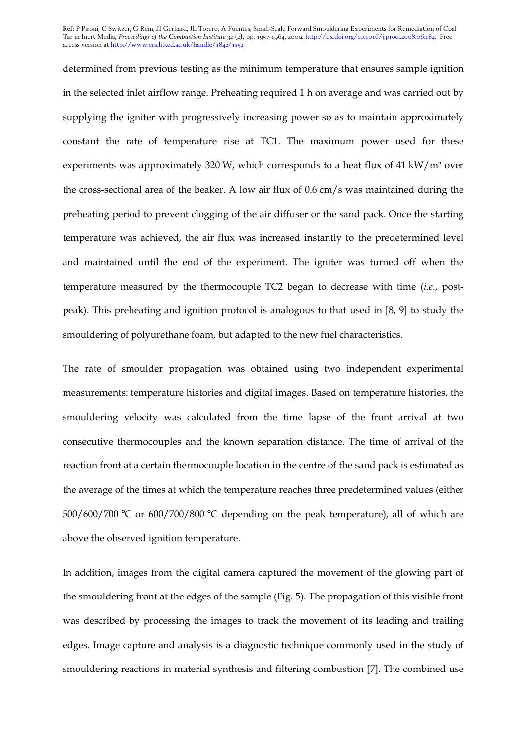determined from previous testing as the minimum temperature that ensures sample ignition in the selected inlet airflow range. Preheating required 1 h on average and was carried out by supplying the igniter with progressively increasing power so as to maintain approximately constant the rate of temperature rise at TC1. The maximum power used for these experiments was approximately 320 W, which corresponds to a heat flux of 41 kW/m$^2$ over the cross-sectional area of the beaker. A low air flux of 0.6 cm/s was maintained during the preheating period to prevent clogging of the air diffuser or the sand pack. Once the starting temperature was achieved, the air flux was increased instantly to the predetermined level and maintained until the end of the experiment. The igniter was turned off when the temperature measured by the thermocouple TC2 began to decrease with time (*i.e.*, post-peak). This preheating and ignition protocol is analogous to that used in [8, 9] to study the smouldering of polyurethane foam, but adapted to the new fuel characteristics.

The rate of smoulder propagation was obtained using two independent experimental measurements: temperature histories and digital images. Based on temperature histories, the smouldering velocity was calculated from the time lapse of the front arrival at two consecutive thermocouples and the known separation distance. The time of arrival of the reaction front at a certain thermocouple location in the centre of the sand pack is estimated as the average of the times at which the temperature reaches three predetermined values (either 500/600/700 °C or 600/700/800 °C depending on the peak temperature), all of which are above the observed ignition temperature.

In addition, images from the digital camera captured the movement of the glowing part of the smouldering front at the edges of the sample (Fig. 5). The propagation of this visible front was described by processing the images to track the movement of its leading and trailing edges. Image capture and analysis is a diagnostic technique commonly used in the study of smouldering reactions in material synthesis and filtering combustion [7]. The combined use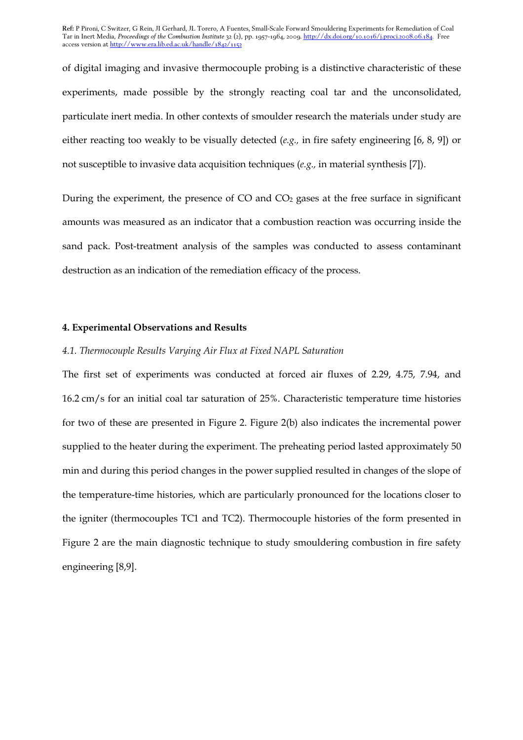of digital imaging and invasive thermocouple probing is a distinctive characteristic of these experiments, made possible by the strongly reacting coal tar and the unconsolidated, particulate inert media. In other contexts of smoulder research the materials under study are either reacting too weakly to be visually detected (*e.g.,* in fire safety engineering [6, 8, 9]) or not susceptible to invasive data acquisition techniques (*e.g.,* in material synthesis [7]).

During the experiment, the presence of CO and $CO_2$ gases at the free surface in significant amounts was measured as an indicator that a combustion reaction was occurring inside the sand pack. Post-treatment analysis of the samples was conducted to assess contaminant destruction as an indication of the remediation efficacy of the process.

## 4. Experimental Observations and Results

### *4.1. Thermocouple Results Varying Air Flux at Fixed NAPL Saturation*

The first set of experiments was conducted at forced air fluxes of 2.29, 4.75, 7.94, and 16.2 cm/s for an initial coal tar saturation of 25%. Characteristic temperature time histories for two of these are presented in Figure 2. Figure 2(b) also indicates the incremental power supplied to the heater during the experiment. The preheating period lasted approximately 50 min and during this period changes in the power supplied resulted in changes of the slope of the temperature-time histories, which are particularly pronounced for the locations closer to the igniter (thermocouples TC1 and TC2). Thermocouple histories of the form presented in Figure 2 are the main diagnostic technique to study smouldering combustion in fire safety engineering [8,9].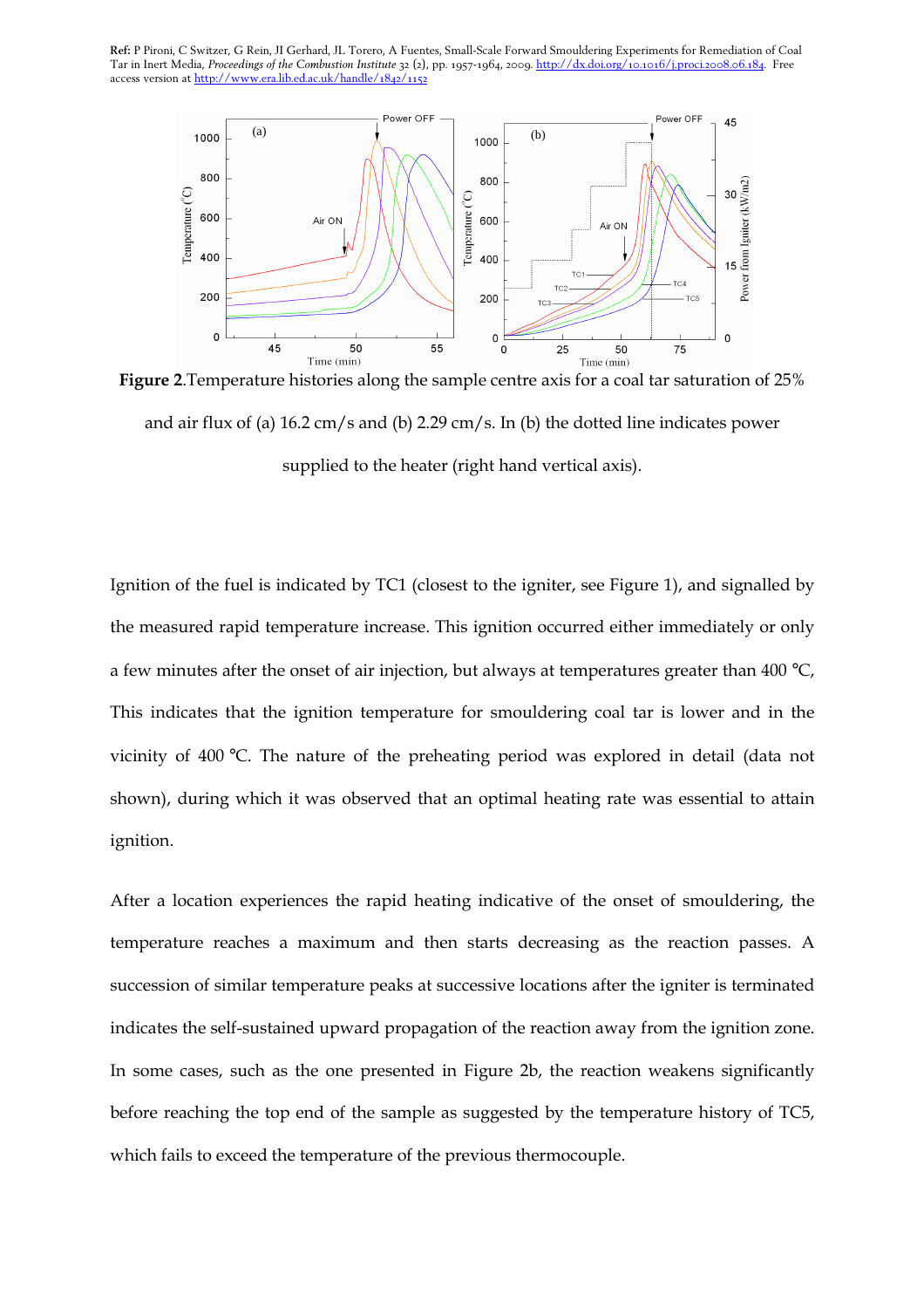Ref: P Pironi, C Switzer, G Rein, JI Gerhard, JL Torero, A Fuentes, Small-Scale Forward Smouldering Experiments for Remediation of Coal Tar in Inert Media, *Proceedings of the Combustion Institute* 32 (2), pp. 1957-1964, 2009. http://dx.doi.org/10.1016/j.proci.2008.06.184. Free access version at http://www.era.lib.ed.ac.uk/handle/1842/1152

**Figure 2**.Temperature histories along the sample centre axis for a coal tar saturation of 25% and air flux of (a) 16.2 cm/s and (b) 2.29 cm/s. In (b) the dotted line indicates power supplied to the heater (right hand vertical axis).

Ignition of the fuel is indicated by TC1 (closest to the igniter, see Figure 1), and signalled by the measured rapid temperature increase. This ignition occurred either immediately or only a few minutes after the onset of air injection, but always at temperatures greater than 400 °C, This indicates that the ignition temperature for smouldering coal tar is lower and in the vicinity of 400 °C. The nature of the preheating period was explored in detail (data not shown), during which it was observed that an optimal heating rate was essential to attain ignition.

After a location experiences the rapid heating indicative of the onset of smouldering, the temperature reaches a maximum and then starts decreasing as the reaction passes. A succession of similar temperature peaks at successive locations after the igniter is terminated indicates the self-sustained upward propagation of the reaction away from the ignition zone. In some cases, such as the one presented in Figure 2b, the reaction weakens significantly before reaching the top end of the sample as suggested by the temperature history of TC5, which fails to exceed the temperature of the previous thermocouple.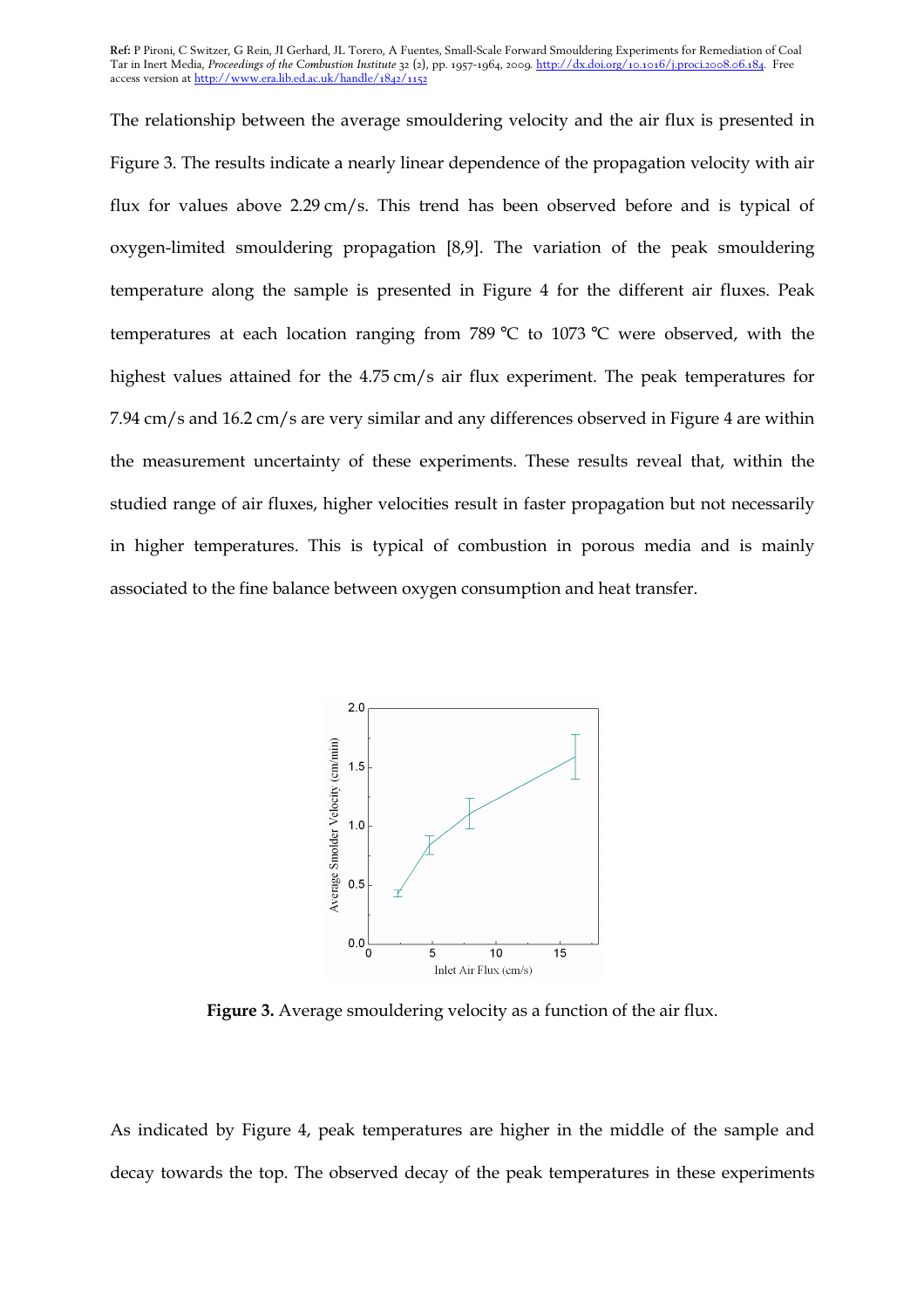The relationship between the average smouldering velocity and the air flux is presented in Figure 3. The results indicate a nearly linear dependence of the propagation velocity with air flux for values above 2.29 cm/s. This trend has been observed before and is typical of oxygen-limited smouldering propagation [8,9]. The variation of the peak smouldering temperature along the sample is presented in Figure 4 for the different air fluxes. Peak temperatures at each location ranging from 789 °C to 1073 °C were observed, with the highest values attained for the 4.75 cm/s air flux experiment. The peak temperatures for 7.94 cm/s and 16.2 cm/s are very similar and any differences observed in Figure 4 are within the measurement uncertainty of these experiments. These results reveal that, within the studied range of air fluxes, higher velocities result in faster propagation but not necessarily in higher temperatures. This is typical of combustion in porous media and is mainly associated to the fine balance between oxygen consumption and heat transfer.

**Figure 3.** Average smouldering velocity as a function of the air flux.

As indicated by Figure 4, peak temperatures are higher in the middle of the sample and decay towards the top. The observed decay of the peak temperatures in these experiments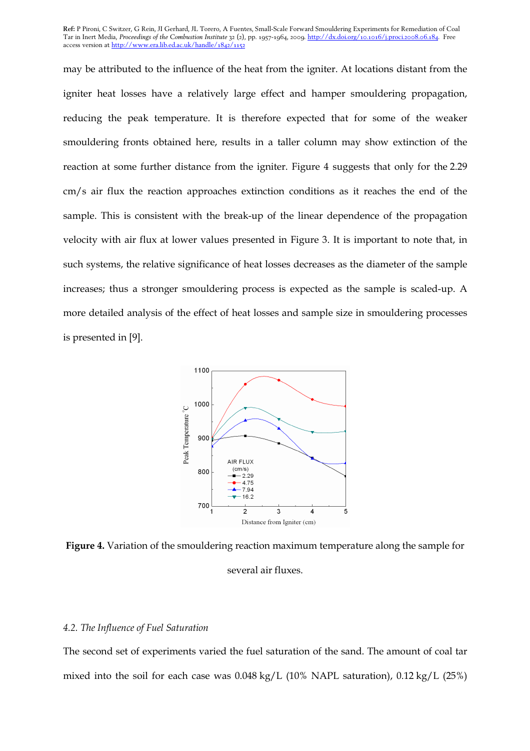may be attributed to the influence of the heat from the igniter. At locations distant from the igniter heat losses have a relatively large effect and hamper smouldering propagation, reducing the peak temperature. It is therefore expected that for some of the weaker smouldering fronts obtained here, results in a taller column may show extinction of the reaction at some further distance from the igniter. Figure 4 suggests that only for the 2.29 cm/s air flux the reaction approaches extinction conditions as it reaches the end of the sample. This is consistent with the break-up of the linear dependence of the propagation velocity with air flux at lower values presented in Figure 3. It is important to note that, in such systems, the relative significance of heat losses decreases as the diameter of the sample increases; thus a stronger smouldering process is expected as the sample is scaled-up. A more detailed analysis of the effect of heat losses and sample size in smouldering processes is presented in [9].

**Figure 4.** Variation of the smouldering reaction maximum temperature along the sample for several air fluxes.

### *4.2. The Influence of Fuel Saturation*

The second set of experiments varied the fuel saturation of the sand. The amount of coal tar mixed into the soil for each case was 0.048 kg/L (10% NAPL saturation), 0.12 kg/L (25%)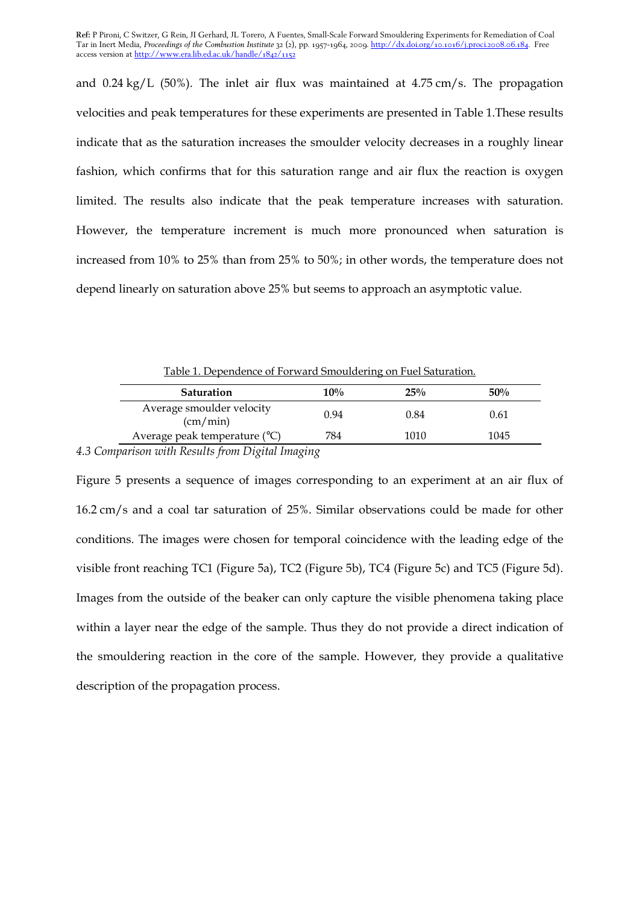and 0.24 kg/L (50%). The inlet air flux was maintained at 4.75 cm/s. The propagation velocities and peak temperatures for these experiments are presented in Table 1.These results indicate that as the saturation increases the smoulder velocity decreases in a roughly linear fashion, which confirms that for this saturation range and air flux the reaction is oxygen limited. The results also indicate that the peak temperature increases with saturation. However, the temperature increment is much more pronounced when saturation is increased from 10% to 25% than from 25% to 50%; in other words, the temperature does not depend linearly on saturation above 25% but seems to approach an asymptotic value.

Table 1. Dependence of Forward Smouldering on Fuel Saturation.

| Saturation | 10% | 25% | 50% |
|---|---|---|---|
| Average smoulder velocity (cm/min) | 0.94 | 0.84 | 0.61 |
| Average peak temperature (°C) | 784 | 1010 | 1045 |

### *4.3 Comparison with Results from Digital Imaging*

Figure 5 presents a sequence of images corresponding to an experiment at an air flux of 16.2 cm/s and a coal tar saturation of 25%. Similar observations could be made for other conditions. The images were chosen for temporal coincidence with the leading edge of the visible front reaching TC1 (Figure 5a), TC2 (Figure 5b), TC4 (Figure 5c) and TC5 (Figure 5d). Images from the outside of the beaker can only capture the visible phenomena taking place within a layer near the edge of the sample. Thus they do not provide a direct indication of the smouldering reaction in the core of the sample. However, they provide a qualitative description of the propagation process.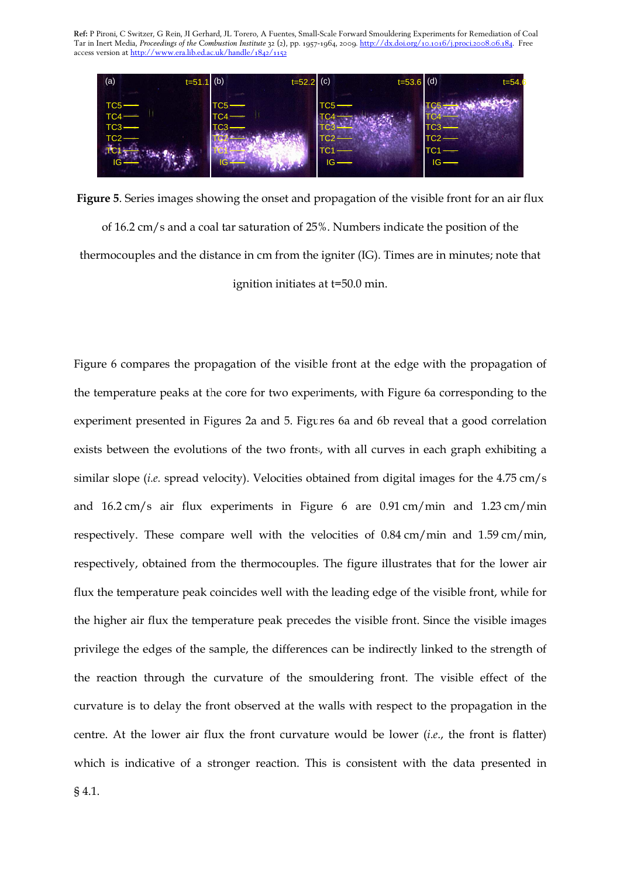**Figure 5**. Series images showing the onset and propagation of the visible front for an air flux of 16.2 cm/s and a coal tar saturation of 25%. Numbers indicate the position of the thermocouples and the distance in cm from the igniter (IG). Times are in minutes; note that ignition initiates at t=50.0 min.

Figure 6 compares the propagation of the visible front at the edge with the propagation of the temperature peaks at the core for two experiments, with Figure 6a corresponding to the experiment presented in Figures 2a and 5. Figures 6a and 6b reveal that a good correlation exists between the evolutions of the two fronts, with all curves in each graph exhibiting a similar slope (*i.e.* spread velocity). Velocities obtained from digital images for the 4.75 cm/s and 16.2 cm/s air flux experiments in Figure 6 are 0.91 cm/min and 1.23 cm/min respectively. These compare well with the velocities of 0.84 cm/min and 1.59 cm/min, respectively, obtained from the thermocouples. The figure illustrates that for the lower air flux the temperature peak coincides well with the leading edge of the visible front, while for the higher air flux the temperature peak precedes the visible front. Since the visible images privilege the edges of the sample, the differences can be indirectly linked to the strength of the reaction through the curvature of the smouldering front. The visible effect of the curvature is to delay the front observed at the walls with respect to the propagation in the centre. At the lower air flux the front curvature would be lower (*i.e.*, the front is flatter) which is indicative of a stronger reaction. This is consistent with the data presented in § 4.1.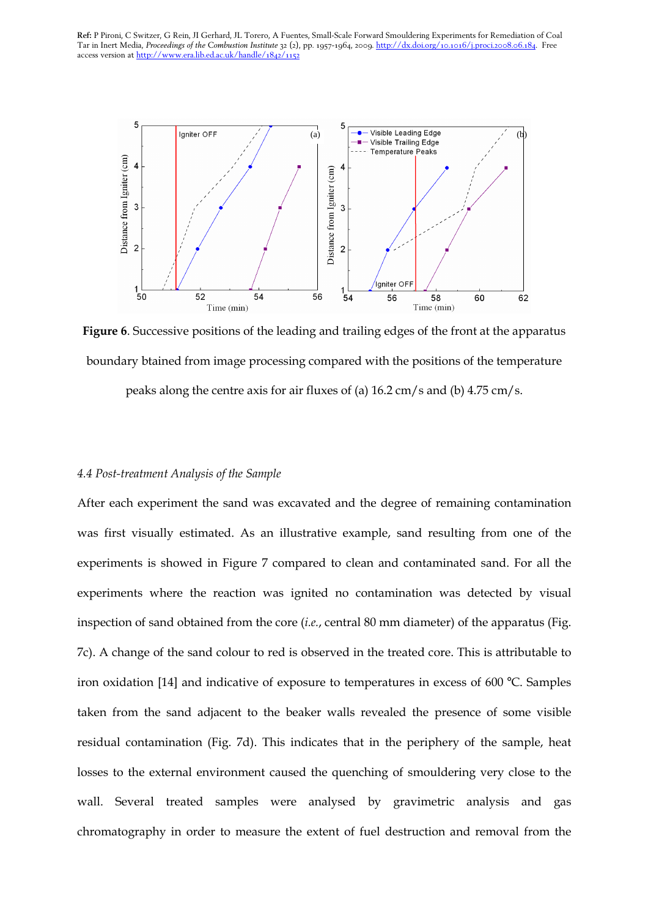**Figure 6**. Successive positions of the leading and trailing edges of the front at the apparatus boundary btained from image processing compared with the positions of the temperature peaks along the centre axis for air fluxes of (a) 16.2 cm/s and (b) 4.75 cm/s.

### *4.4 Post-treatment Analysis of the Sample*

After each experiment the sand was excavated and the degree of remaining contamination was first visually estimated. As an illustrative example, sand resulting from one of the experiments is showed in Figure 7 compared to clean and contaminated sand. For all the experiments where the reaction was ignited no contamination was detected by visual inspection of sand obtained from the core (*i.e.*, central 80 mm diameter) of the apparatus (Fig. 7c). A change of the sand colour to red is observed in the treated core. This is attributable to iron oxidation [14] and indicative of exposure to temperatures in excess of 600 °C. Samples taken from the sand adjacent to the beaker walls revealed the presence of some visible residual contamination (Fig. 7d). This indicates that in the periphery of the sample, heat losses to the external environment caused the quenching of smouldering very close to the wall. Several treated samples were analysed by gravimetric analysis and gas chromatography in order to measure the extent of fuel destruction and removal from the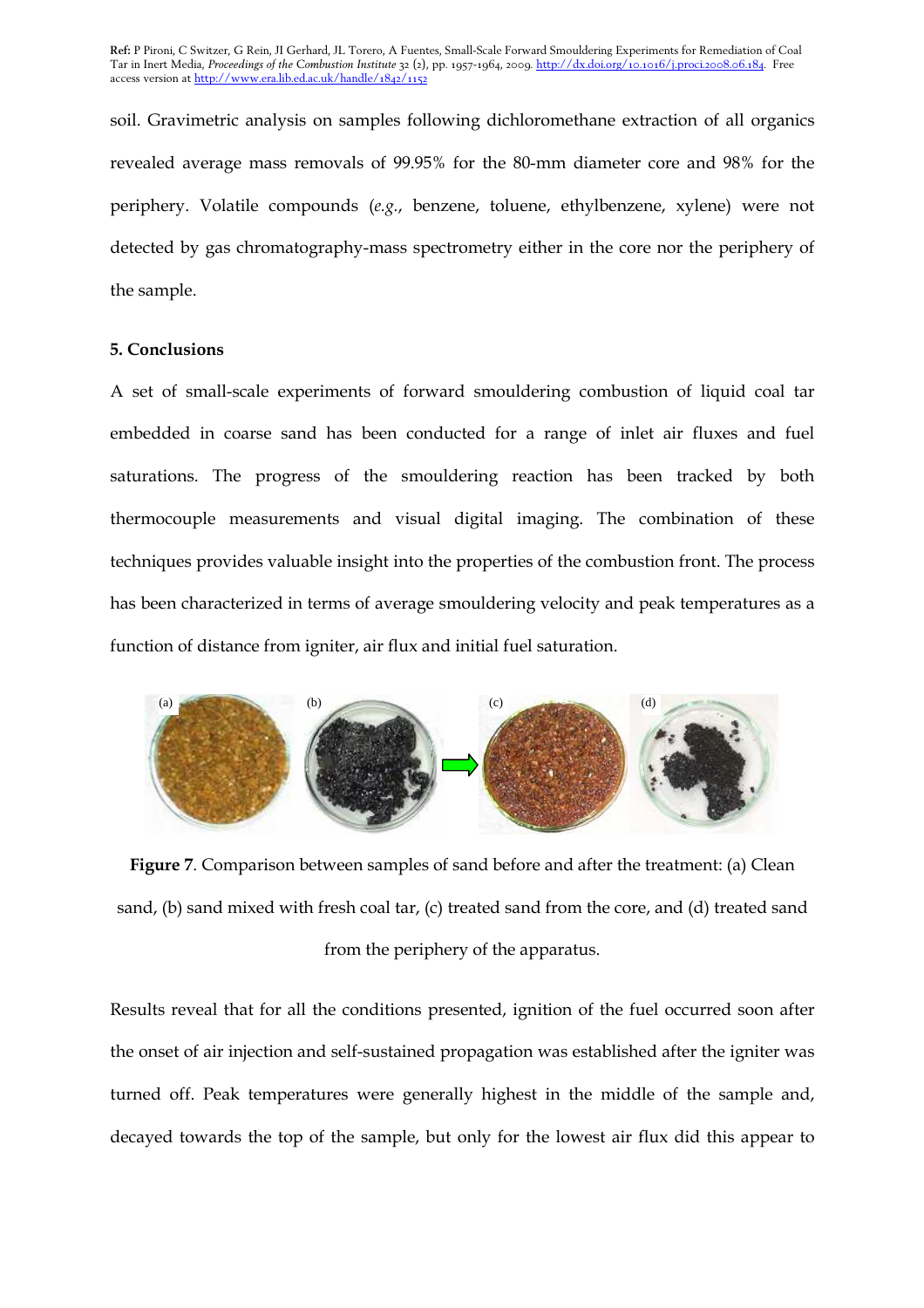soil. Gravimetric analysis on samples following dichloromethane extraction of all organics revealed average mass removals of 99.95% for the 80-mm diameter core and 98% for the periphery. Volatile compounds (*e.g.*, benzene, toluene, ethylbenzene, xylene) were not detected by gas chromatography-mass spectrometry either in the core nor the periphery of the sample.

## 5. Conclusions

A set of small-scale experiments of forward smouldering combustion of liquid coal tar embedded in coarse sand has been conducted for a range of inlet air fluxes and fuel saturations. The progress of the smouldering reaction has been tracked by both thermocouple measurements and visual digital imaging. The combination of these techniques provides valuable insight into the properties of the combustion front. The process has been characterized in terms of average smouldering velocity and peak temperatures as a function of distance from igniter, air flux and initial fuel saturation.

**Figure 7**. Comparison between samples of sand before and after the treatment: (a) Clean sand, (b) sand mixed with fresh coal tar, (c) treated sand from the core, and (d) treated sand from the periphery of the apparatus.

Results reveal that for all the conditions presented, ignition of the fuel occurred soon after the onset of air injection and self-sustained propagation was established after the igniter was turned off. Peak temperatures were generally highest in the middle of the sample and, decayed towards the top of the sample, but only for the lowest air flux did this appear to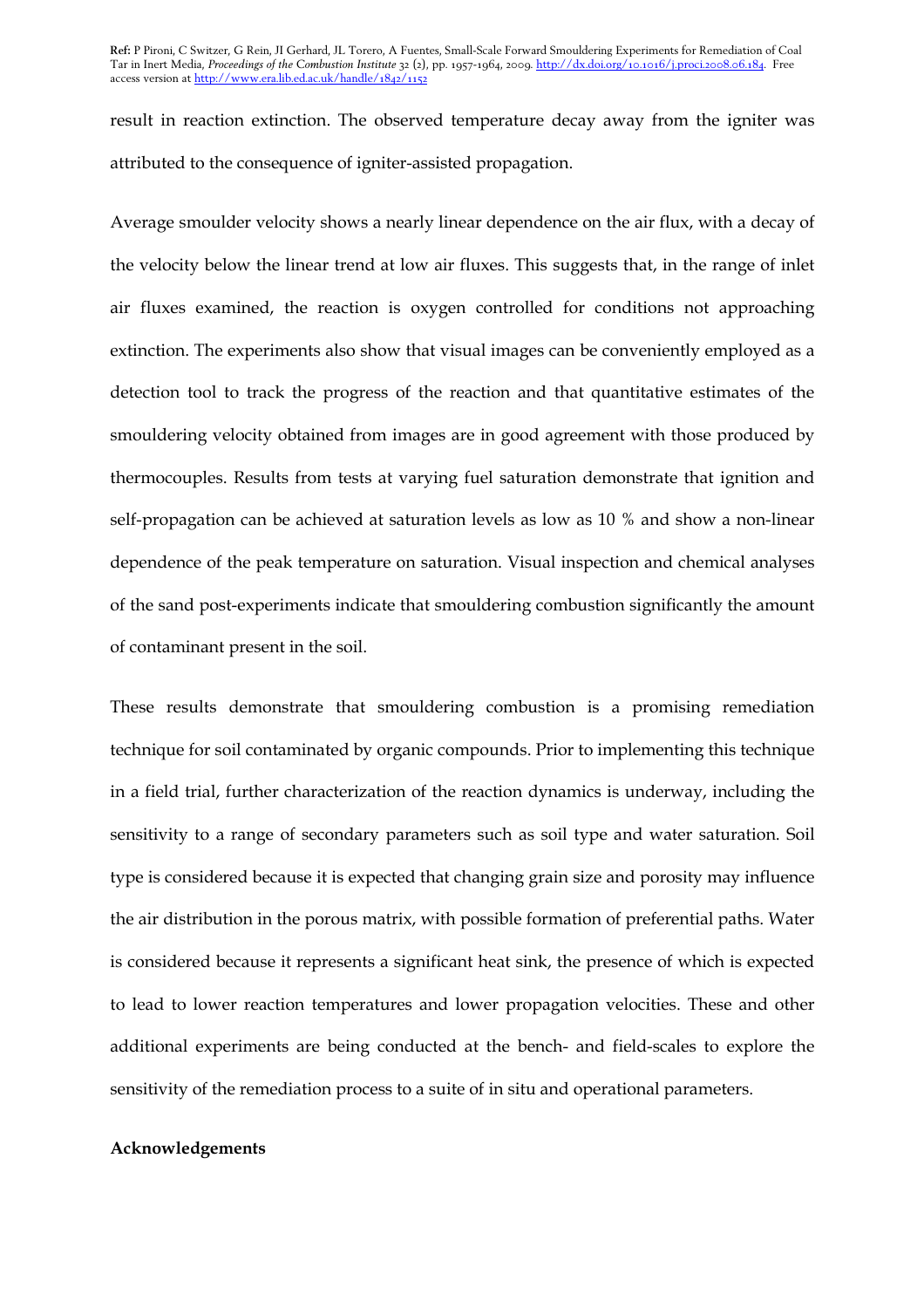result in reaction extinction. The observed temperature decay away from the igniter was attributed to the consequence of igniter-assisted propagation.

Average smoulder velocity shows a nearly linear dependence on the air flux, with a decay of the velocity below the linear trend at low air fluxes. This suggests that, in the range of inlet air fluxes examined, the reaction is oxygen controlled for conditions not approaching extinction. The experiments also show that visual images can be conveniently employed as a detection tool to track the progress of the reaction and that quantitative estimates of the smouldering velocity obtained from images are in good agreement with those produced by thermocouples. Results from tests at varying fuel saturation demonstrate that ignition and self-propagation can be achieved at saturation levels as low as 10 % and show a non-linear dependence of the peak temperature on saturation. Visual inspection and chemical analyses of the sand post-experiments indicate that smouldering combustion significantly the amount of contaminant present in the soil.

These results demonstrate that smouldering combustion is a promising remediation technique for soil contaminated by organic compounds. Prior to implementing this technique in a field trial, further characterization of the reaction dynamics is underway, including the sensitivity to a range of secondary parameters such as soil type and water saturation. Soil type is considered because it is expected that changing grain size and porosity may influence the air distribution in the porous matrix, with possible formation of preferential paths. Water is considered because it represents a significant heat sink, the presence of which is expected to lead to lower reaction temperatures and lower propagation velocities. These and other additional experiments are being conducted at the bench- and field-scales to explore the sensitivity of the remediation process to a suite of in situ and operational parameters.

## Acknowledgements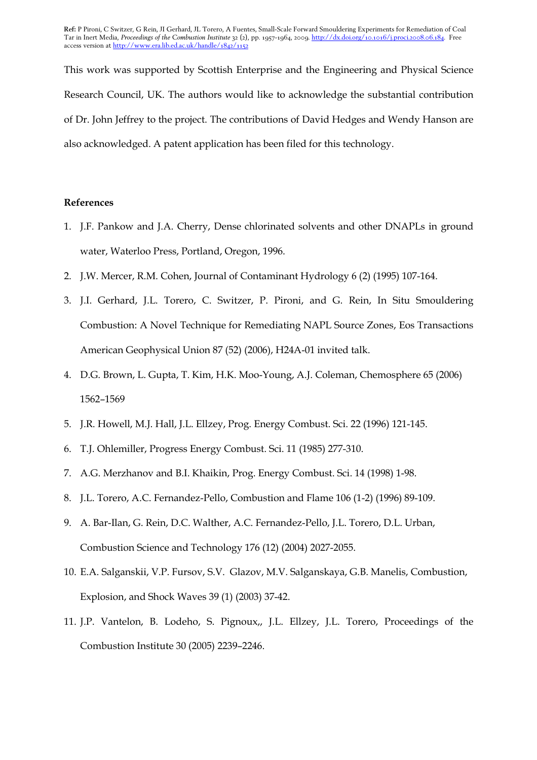This work was supported by Scottish Enterprise and the Engineering and Physical Science Research Council, UK. The authors would like to acknowledge the substantial contribution of Dr. John Jeffrey to the project. The contributions of David Hedges and Wendy Hanson are also acknowledged. A patent application has been filed for this technology.

**References**

1. J.F. Pankow and J.A. Cherry, Dense chlorinated solvents and other DNAPLs in ground water, Waterloo Press, Portland, Oregon, 1996.
2. J.W. Mercer, R.M. Cohen, Journal of Contaminant Hydrology 6 (2) (1995) 107-164.
3. J.I. Gerhard, J.L. Torero, C. Switzer, P. Pironi, and G. Rein, In Situ Smouldering Combustion: A Novel Technique for Remediating NAPL Source Zones, Eos Transactions American Geophysical Union 87 (52) (2006), H24A-01 invited talk.
4. D.G. Brown, L. Gupta, T. Kim, H.K. Moo-Young, A.J. Coleman, Chemosphere 65 (2006) 1562–1569
5. J.R. Howell, M.J. Hall, J.L. Ellzey, Prog. Energy Combust. Sci. 22 (1996) 121-145.
6. T.J. Ohlemiller, Progress Energy Combust. Sci. 11 (1985) 277-310.
7. A.G. Merzhanov and B.I. Khaikin, Prog. Energy Combust. Sci. 14 (1998) 1-98.
8. J.L. Torero, A.C. Fernandez-Pello, Combustion and Flame 106 (1-2) (1996) 89-109.
9. A. Bar-Ilan, G. Rein, D.C. Walther, A.C. Fernandez-Pello, J.L. Torero, D.L. Urban, Combustion Science and Technology 176 (12) (2004) 2027-2055.
10. E.A. Salganskii, V.P. Fursov, S.V. Glazov, M.V. Salganskaya, G.B. Manelis, Combustion, Explosion, and Shock Waves 39 (1) (2003) 37-42.
11. J.P. Vantelon, B. Lodeho, S. Pignoux,, J.L. Ellzey, J.L. Torero, Proceedings of the Combustion Institute 30 (2005) 2239–2246.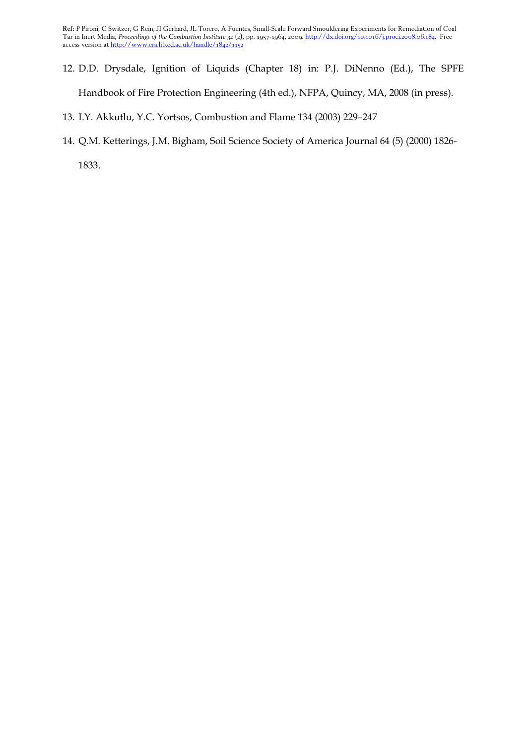12. D.D. Drysdale, Ignition of Liquids (Chapter 18) in: P.J. DiNenno (Ed.), The SPFE Handbook of Fire Protection Engineering (4th ed.), NFPA, Quincy, MA, 2008 (in press).
13. I.Y. Akkutlu, Y.C. Yortsos, Combustion and Flame 134 (2003) 229–247
14. Q.M. Ketterings, J.M. Bigham, Soil Science Society of America Journal 64 (5) (2000) 1826-1833.